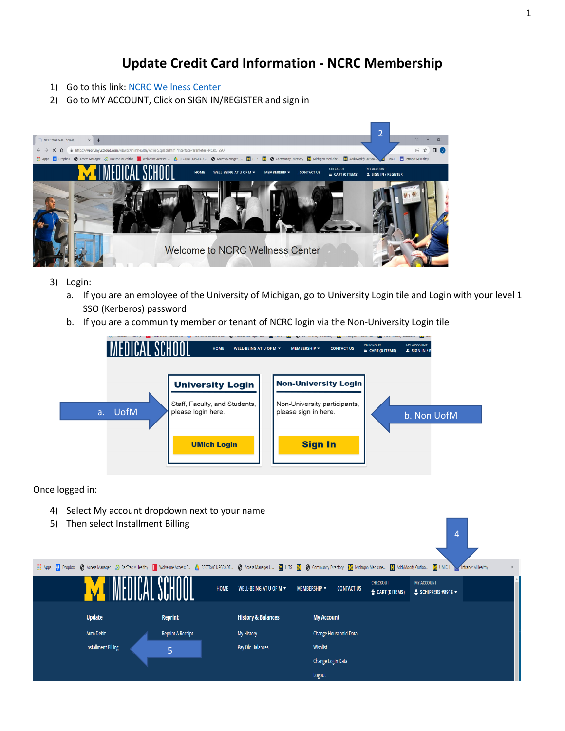# Update Credit Card Information - NCRC Membership

1) Go to this link: NCRC Wellness Center
2) Go to MY ACCOUNT, Click on SIGN IN/REGISTER and sign in

3) Login:
   a. If you are an employee of the University of Michigan, go to University Login tile and Login with your level 1 SSO (Kerberos) password
   b. If you are a community member or tenant of NCRC login via the Non-University Login tile

Once logged in:

4) Select My account dropdown next to your name
5) Then select Installment Billing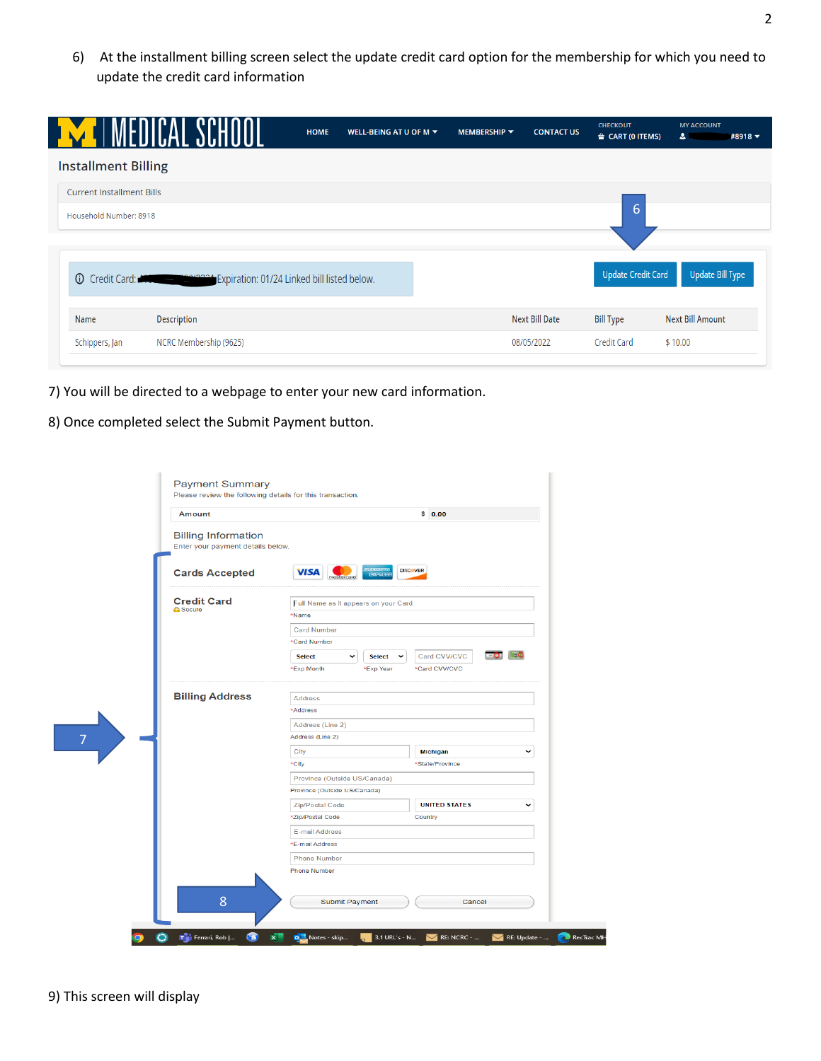6) At the installment billing screen select the update credit card option for the membership for which you need to update the credit card information

Installment Billing

Current Installment Bills

Household Number: 8918

Credit Card: Expiration: 01/24 Linked bill listed below.

Update Credit Card | Update Bill Type

| Name | Description | Next Bill Date | Bill Type | Next Bill Amount |
|---|---|---|---|---|
| Schippers, Jan | NCRC Membership (9625) | 08/05/2022 | Credit Card | $ 10.00 |

7) You will be directed to a webpage to enter your new card information.

8) Once completed select the Submit Payment button.

Payment Summary

Please review the following details for this transaction.

| Amount | $ 0.00 |
|---|---|

Billing Information

Enter your payment details below.

**Cards Accepted**

**Credit Card**

- Full Name as it appears on your Card — *Name
- Card Number — *Card Number
- Select — *Exp Month; Select — *Exp Year; Card CVV/CVC — *Card CVV/CVC

**Billing Address**

- Address — *Address
- Address (Line 2) — Address (Line 2)
- City — *City; Michigan — *State/Province
- Province (Outside US/Canada) — Province (Outside US/Canada)
- Zip/Postal Code — *Zip/Postal Code; UNITED STATES — Country
- E-mail Address — *E-mail Address
- Phone Number — Phone Number

Submit Payment | Cancel

9) This screen will display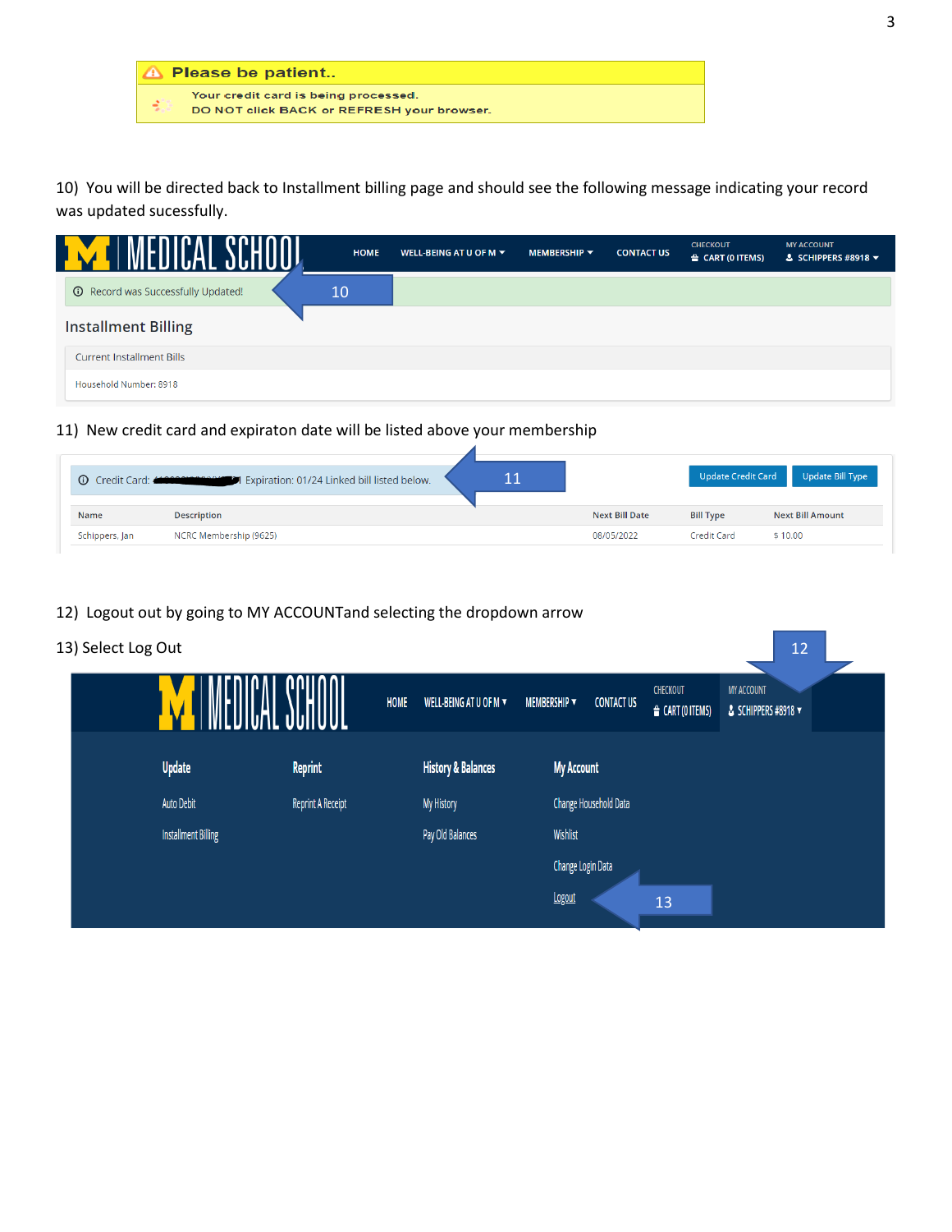**Please be patient..**

Your credit card is being processed.
DO NOT click BACK or REFRESH your browser.

10) You will be directed back to Installment billing page and should see the following message indicating your record was updated sucessfully.

MEDICAL SCHOOL | HOME | WELL-BEING AT U OF M | MEMBERSHIP | CONTACT US | CHECKOUT CART (0 ITEMS) | MY ACCOUNT SCHIPPERS #8918

Record was Successfully Updated! — 10

Installment Billing

Current Installment Bills

Household Number: 8918

11) New credit card and expiraton date will be listed above your membership

Credit Card: ████████ Expiration: 01/24 Linked bill listed below. — 11

Update Credit Card | Update Bill Type

| Name | Description | Next Bill Date | Bill Type | Next Bill Amount |
|---|---|---|---|---|
| Schippers, Jan | NCRC Membership (9625) | 08/05/2022 | Credit Card | $ 10.00 |

12) Logout out by going to MY ACCOUNTand selecting the dropdown arrow

13) Select Log Out

MEDICAL SCHOOL | HOME | WELL-BEING AT U OF M | MEMBERSHIP | CONTACT US | CHECKOUT CART (0 ITEMS) | MY ACCOUNT SCHIPPERS #8918 — 12

| Update | Reprint | History & Balances | My Account |
|---|---|---|---|
| Auto Debit | Reprint A Receipt | My History | Change Household Data |
| Installment Billing | | Pay Old Balances | Wishlist |
| | | | Change Login Data |
| | | | Logout — 13 |